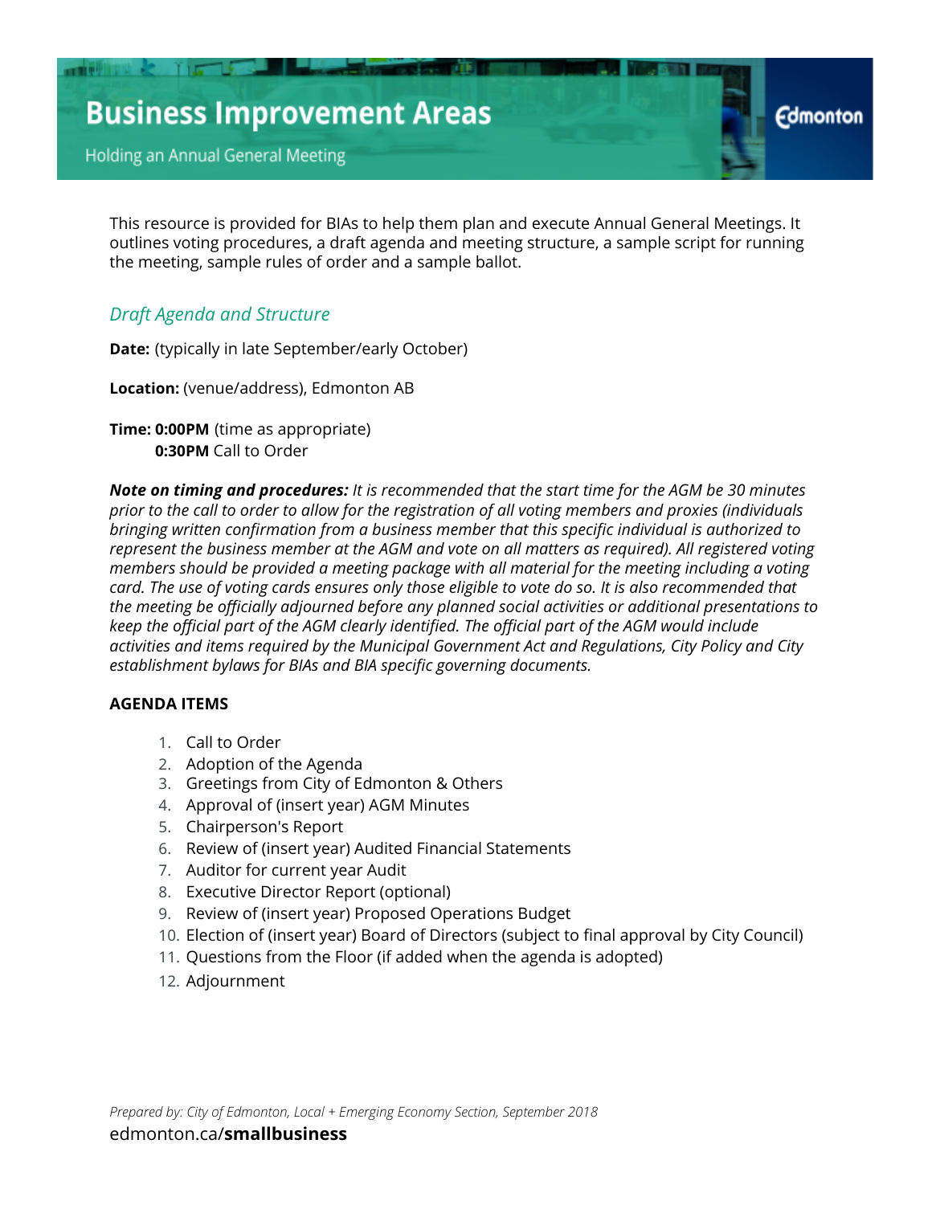# Business Improvement Areas

Holding an Annual General Meeting

Edmonton

This resource is provided for BIAs to help them plan and execute Annual General Meetings. It outlines voting procedures, a draft agenda and meeting structure, a sample script for running the meeting, sample rules of order and a sample ballot.

## *Draft Agenda and Structure*

**Date:** (typically in late September/early October)

**Location:** (venue/address), Edmonton AB

**Time: 0:00PM** (time as appropriate)
**0:30PM** Call to Order

***Note on timing and procedures:*** *It is recommended that the start time for the AGM be 30 minutes prior to the call to order to allow for the registration of all voting members and proxies (individuals bringing written confirmation from a business member that this specific individual is authorized to represent the business member at the AGM and vote on all matters as required). All registered voting members should be provided a meeting package with all material for the meeting including a voting card. The use of voting cards ensures only those eligible to vote do so. It is also recommended that the meeting be officially adjourned before any planned social activities or additional presentations to keep the official part of the AGM clearly identified. The official part of the AGM would include activities and items required by the Municipal Government Act and Regulations, City Policy and City establishment bylaws for BIAs and BIA specific governing documents.*

**AGENDA ITEMS**

1. Call to Order
2. Adoption of the Agenda
3. Greetings from City of Edmonton & Others
4. Approval of (insert year) AGM Minutes
5. Chairperson's Report
6. Review of (insert year) Audited Financial Statements
7. Auditor for current year Audit
8. Executive Director Report (optional)
9. Review of (insert year) Proposed Operations Budget
10. Election of (insert year) Board of Directors (subject to final approval by City Council)
11. Questions from the Floor (if added when the agenda is adopted)
12. Adjournment

*Prepared by: City of Edmonton, Local + Emerging Economy Section, September 2018*
edmonton.ca/**smallbusiness**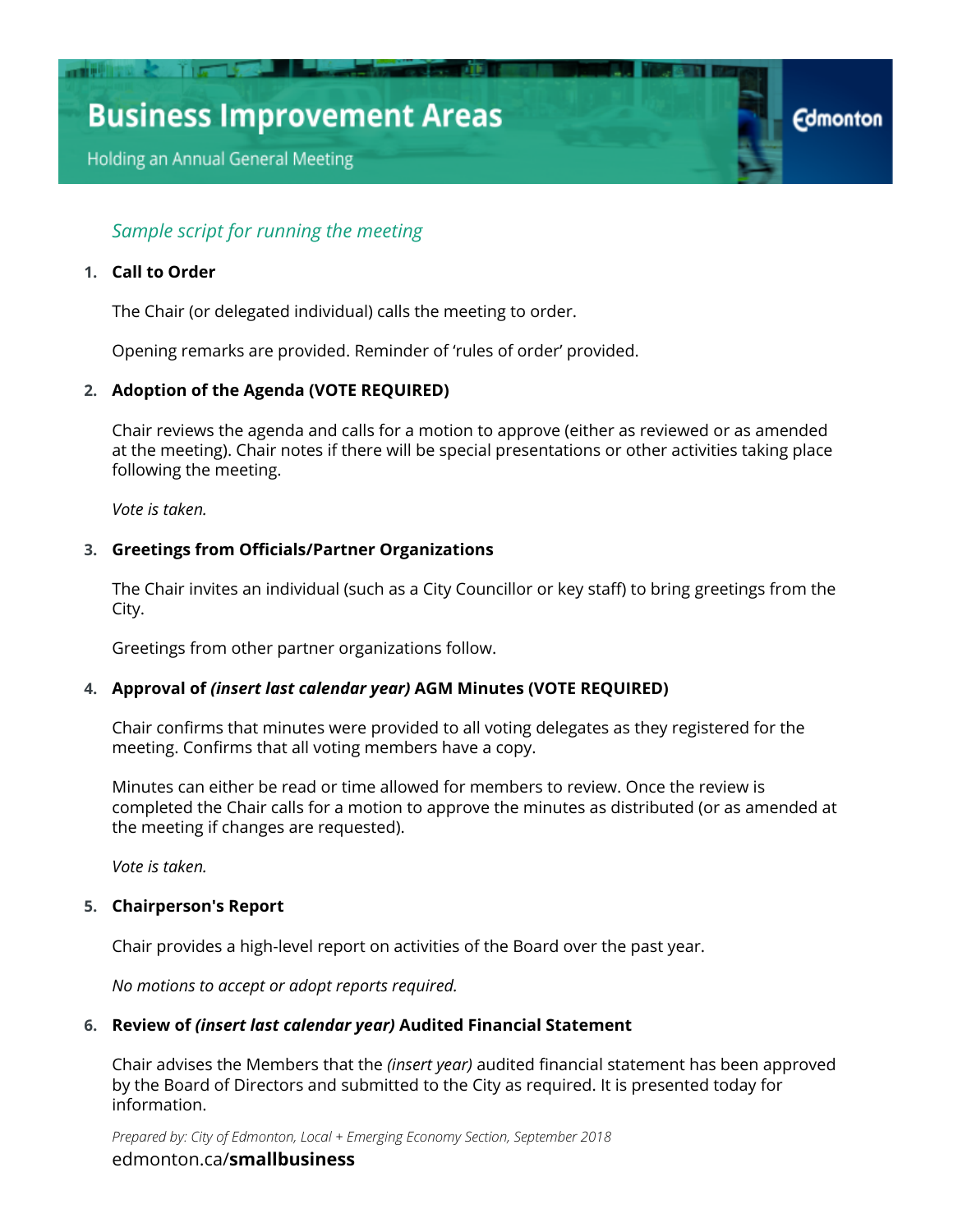*Sample script for running the meeting*

1. **Call to Order**

   The Chair (or delegated individual) calls the meeting to order.

   Opening remarks are provided. Reminder of 'rules of order' provided.

2. **Adoption of the Agenda (VOTE REQUIRED)**

   Chair reviews the agenda and calls for a motion to approve (either as reviewed or as amended at the meeting). Chair notes if there will be special presentations or other activities taking place following the meeting.

   *Vote is taken.*

3. **Greetings from Officials/Partner Organizations**

   The Chair invites an individual (such as a City Councillor or key staff) to bring greetings from the City.

   Greetings from other partner organizations follow.

4. **Approval of *(insert last calendar year)* AGM Minutes (VOTE REQUIRED)**

   Chair confirms that minutes were provided to all voting delegates as they registered for the meeting. Confirms that all voting members have a copy.

   Minutes can either be read or time allowed for members to review. Once the review is completed the Chair calls for a motion to approve the minutes as distributed (or as amended at the meeting if changes are requested).

   *Vote is taken.*

5. **Chairperson's Report**

   Chair provides a high-level report on activities of the Board over the past year.

   *No motions to accept or adopt reports required.*

6. **Review of *(insert last calendar year)* Audited Financial Statement**

   Chair advises the Members that the *(insert year)* audited financial statement has been approved by the Board of Directors and submitted to the City as required. It is presented today for information.

*Prepared by: City of Edmonton, Local + Emerging Economy Section, September 2018*

edmonton.ca/**smallbusiness**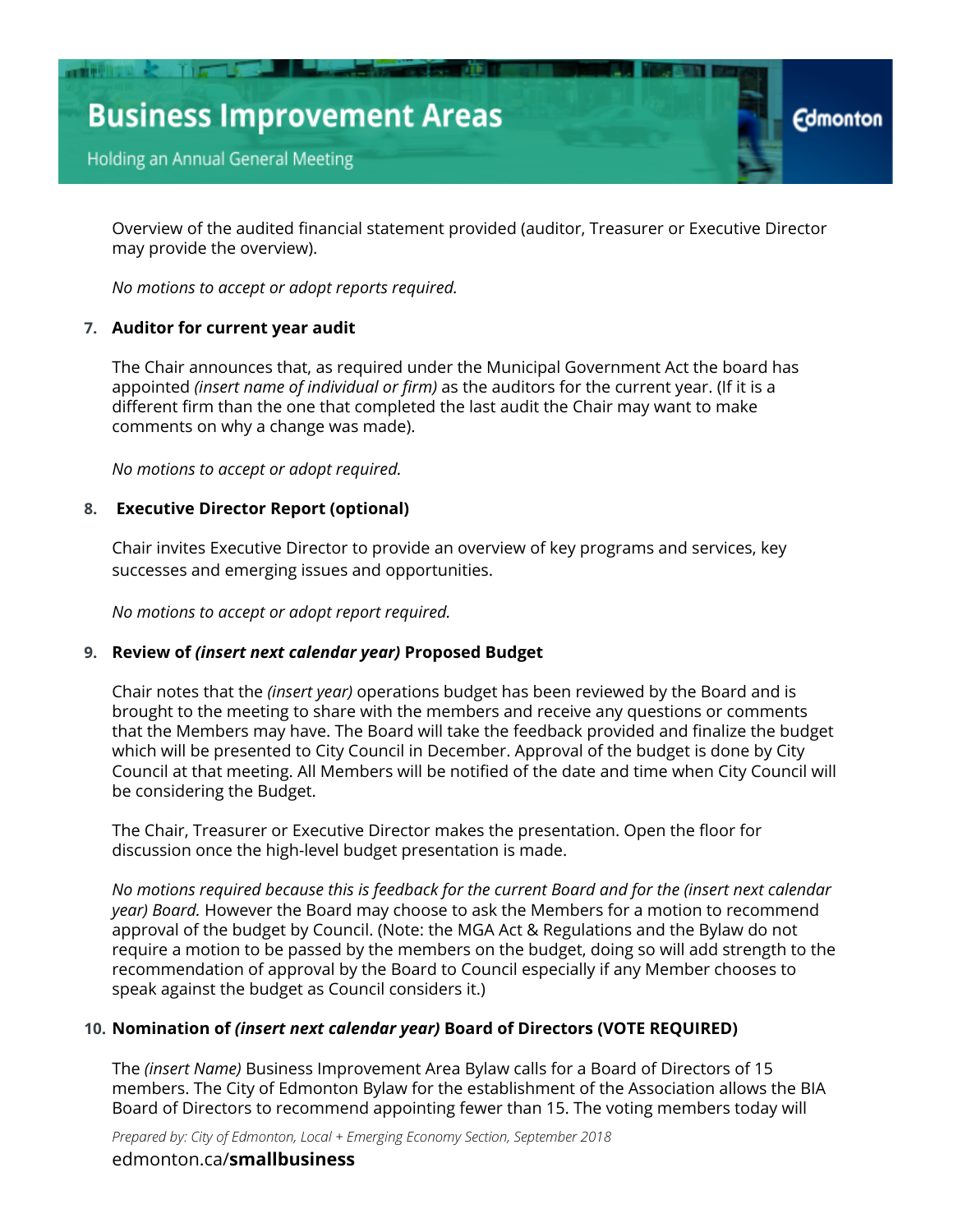Overview of the audited financial statement provided (auditor, Treasurer or Executive Director may provide the overview).

*No motions to accept or adopt reports required.*

7. **Auditor for current year audit**

   The Chair announces that, as required under the Municipal Government Act the board has appointed *(insert name of individual or firm)* as the auditors for the current year. (If it is a different firm than the one that completed the last audit the Chair may want to make comments on why a change was made).

   *No motions to accept or adopt required.*

8. **Executive Director Report (optional)**

   Chair invites Executive Director to provide an overview of key programs and services, key successes and emerging issues and opportunities.

   *No motions to accept or adopt report required.*

9. **Review of *(insert next calendar year)* Proposed Budget**

   Chair notes that the *(insert year)* operations budget has been reviewed by the Board and is brought to the meeting to share with the members and receive any questions or comments that the Members may have. The Board will take the feedback provided and finalize the budget which will be presented to City Council in December. Approval of the budget is done by City Council at that meeting. All Members will be notified of the date and time when City Council will be considering the Budget.

   The Chair, Treasurer or Executive Director makes the presentation. Open the floor for discussion once the high-level budget presentation is made.

   *No motions required because this is feedback for the current Board and for the (insert next calendar year) Board.* However the Board may choose to ask the Members for a motion to recommend approval of the budget by Council. (Note: the MGA Act & Regulations and the Bylaw do not require a motion to be passed by the members on the budget, doing so will add strength to the recommendation of approval by the Board to Council especially if any Member chooses to speak against the budget as Council considers it.)

10. **Nomination of *(insert next calendar year)* Board of Directors (VOTE REQUIRED)**

    The *(insert Name)* Business Improvement Area Bylaw calls for a Board of Directors of 15 members. The City of Edmonton Bylaw for the establishment of the Association allows the BIA Board of Directors to recommend appointing fewer than 15. The voting members today will

*Prepared by: City of Edmonton, Local + Emerging Economy Section, September 2018*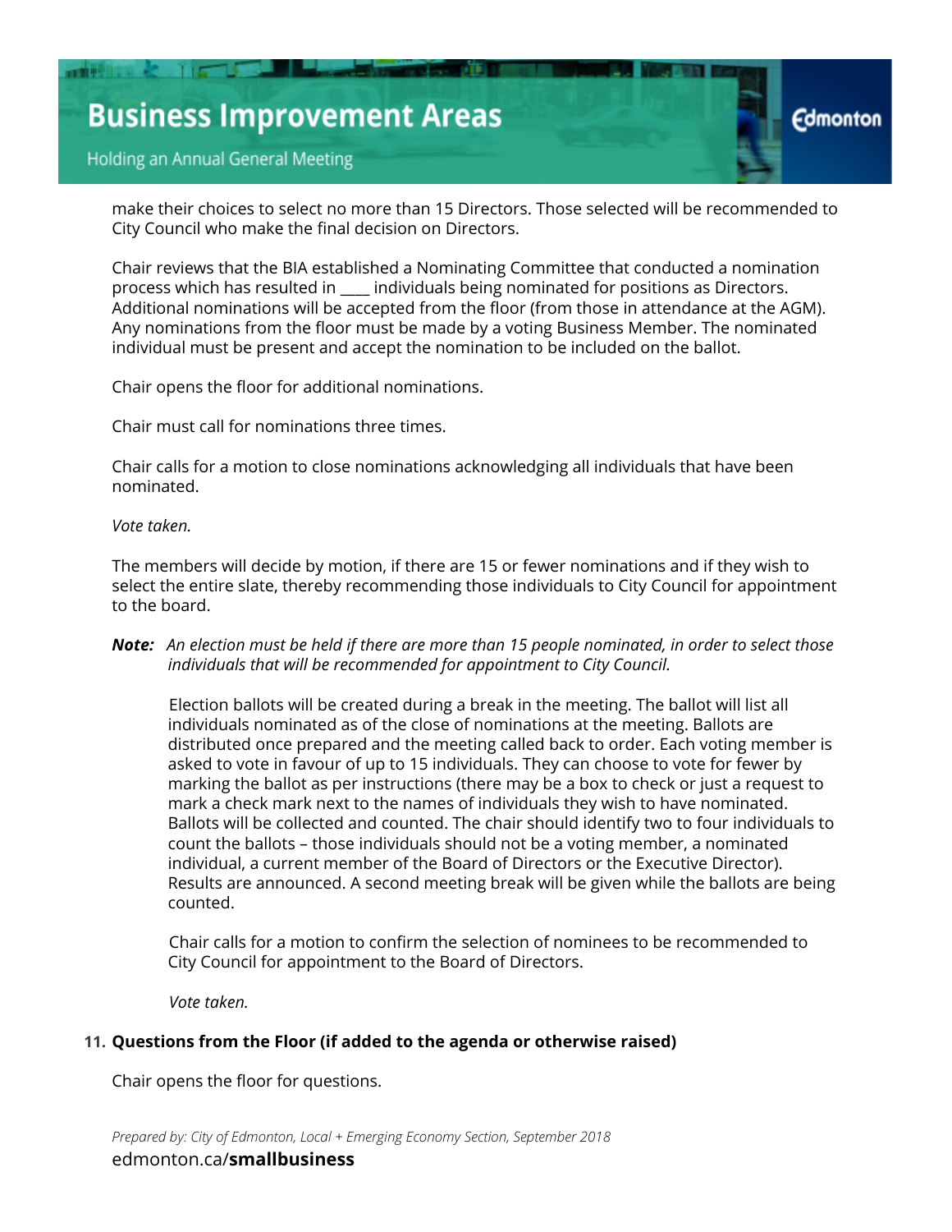make their choices to select no more than 15 Directors. Those selected will be recommended to City Council who make the final decision on Directors.

Chair reviews that the BIA established a Nominating Committee that conducted a nomination process which has resulted in ____ individuals being nominated for positions as Directors. Additional nominations will be accepted from the floor (from those in attendance at the AGM). Any nominations from the floor must be made by a voting Business Member. The nominated individual must be present and accept the nomination to be included on the ballot.

Chair opens the floor for additional nominations.

Chair must call for nominations three times.

Chair calls for a motion to close nominations acknowledging all individuals that have been nominated.

*Vote taken.*

The members will decide by motion, if there are 15 or fewer nominations and if they wish to select the entire slate, thereby recommending those individuals to City Council for appointment to the board.

***Note:*** *An election must be held if there are more than 15 people nominated, in order to select those individuals that will be recommended for appointment to City Council.*

Election ballots will be created during a break in the meeting. The ballot will list all individuals nominated as of the close of nominations at the meeting. Ballots are distributed once prepared and the meeting called back to order. Each voting member is asked to vote in favour of up to 15 individuals. They can choose to vote for fewer by marking the ballot as per instructions (there may be a box to check or just a request to mark a check mark next to the names of individuals they wish to have nominated. Ballots will be collected and counted. The chair should identify two to four individuals to count the ballots – those individuals should not be a voting member, a nominated individual, a current member of the Board of Directors or the Executive Director). Results are announced. A second meeting break will be given while the ballots are being counted.

Chair calls for a motion to confirm the selection of nominees to be recommended to City Council for appointment to the Board of Directors.

*Vote taken.*

**11. Questions from the Floor (if added to the agenda or otherwise raised)**

Chair opens the floor for questions.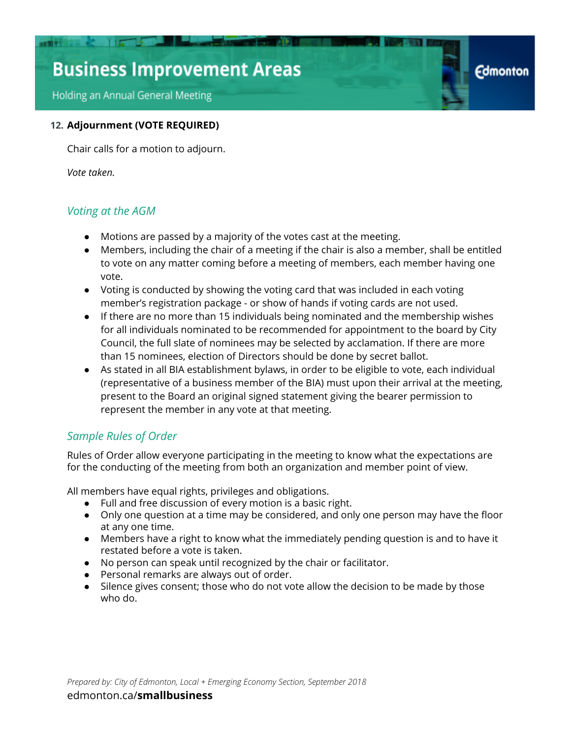**12. Adjournment (VOTE REQUIRED)**

Chair calls for a motion to adjourn.

*Vote taken.*

## *Voting at the AGM*

- Motions are passed by a majority of the votes cast at the meeting.
- Members, including the chair of a meeting if the chair is also a member, shall be entitled to vote on any matter coming before a meeting of members, each member having one vote.
- Voting is conducted by showing the voting card that was included in each voting member's registration package - or show of hands if voting cards are not used.
- If there are no more than 15 individuals being nominated and the membership wishes for all individuals nominated to be recommended for appointment to the board by City Council, the full slate of nominees may be selected by acclamation. If there are more than 15 nominees, election of Directors should be done by secret ballot.
- As stated in all BIA establishment bylaws, in order to be eligible to vote, each individual (representative of a business member of the BIA) must upon their arrival at the meeting, present to the Board an original signed statement giving the bearer permission to represent the member in any vote at that meeting.

## *Sample Rules of Order*

Rules of Order allow everyone participating in the meeting to know what the expectations are for the conducting of the meeting from both an organization and member point of view.

All members have equal rights, privileges and obligations.

- Full and free discussion of every motion is a basic right.
- Only one question at a time may be considered, and only one person may have the floor at any one time.
- Members have a right to know what the immediately pending question is and to have it restated before a vote is taken.
- No person can speak until recognized by the chair or facilitator.
- Personal remarks are always out of order.
- Silence gives consent; those who do not vote allow the decision to be made by those who do.

*Prepared by: City of Edmonton, Local + Emerging Economy Section, September 2018*

edmonton.ca/**smallbusiness**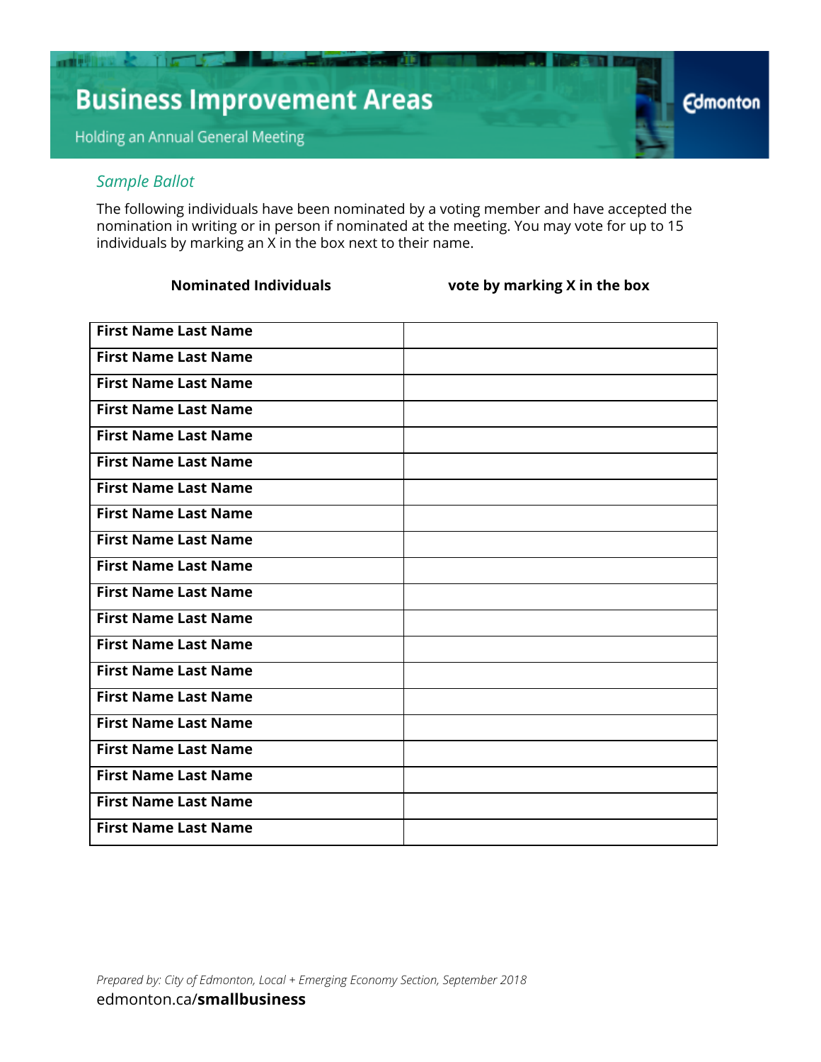# Business Improvement Areas

Holding an Annual General Meeting

Edmonton

*Sample Ballot*

The following individuals have been nominated by a voting member and have accepted the nomination in writing or in person if nominated at the meeting. You may vote for up to 15 individuals by marking an X in the box next to their name.

| Nominated Individuals | vote by marking X in the box |
|---|---|
| **First Name Last Name** | |
| **First Name Last Name** | |
| **First Name Last Name** | |
| **First Name Last Name** | |
| **First Name Last Name** | |
| **First Name Last Name** | |
| **First Name Last Name** | |
| **First Name Last Name** | |
| **First Name Last Name** | |
| **First Name Last Name** | |
| **First Name Last Name** | |
| **First Name Last Name** | |
| **First Name Last Name** | |
| **First Name Last Name** | |
| **First Name Last Name** | |
| **First Name Last Name** | |
| **First Name Last Name** | |
| **First Name Last Name** | |
| **First Name Last Name** | |
| **First Name Last Name** | |

*Prepared by: City of Edmonton, Local + Emerging Economy Section, September 2018*

edmonton.ca/**smallbusiness**